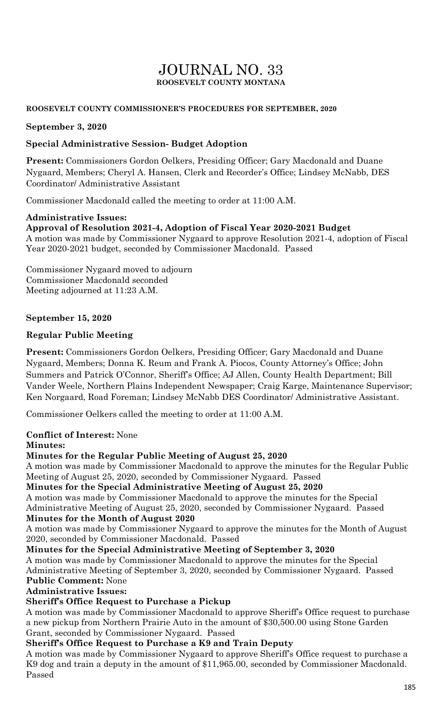# JOURNAL NO. 33

**ROOSEVELT COUNTY MONTANA**

**ROOSEVELT COUNTY COMMISSIONER'S PROCEDURES FOR SEPTEMBER, 2020**

**September 3, 2020**

**Special Administrative Session- Budget Adoption**

**Present:** Commissioners Gordon Oelkers, Presiding Officer; Gary Macdonald and Duane Nygaard, Members; Cheryl A. Hansen, Clerk and Recorder's Office; Lindsey McNabb, DES Coordinator/ Administrative Assistant

Commissioner Macdonald called the meeting to order at 11:00 A.M.

**Administrative Issues:**

**Approval of Resolution 2021-4, Adoption of Fiscal Year 2020-2021 Budget**

A motion was made by Commissioner Nygaard to approve Resolution 2021-4, adoption of Fiscal Year 2020-2021 budget, seconded by Commissioner Macdonald. Passed

Commissioner Nygaard moved to adjourn
Commissioner Macdonald seconded
Meeting adjourned at 11:23 A.M.

**September 15, 2020**

**Regular Public Meeting**

**Present:** Commissioners Gordon Oelkers, Presiding Officer; Gary Macdonald and Duane Nygaard, Members; Donna K. Reum and Frank A. Piocos, County Attorney's Office; John Summers and Patrick O'Connor, Sheriff's Office; AJ Allen, County Health Department; Bill Vander Weele, Northern Plains Independent Newspaper; Craig Karge, Maintenance Supervisor; Ken Norgaard, Road Foreman; Lindsey McNabb DES Coordinator/ Administrative Assistant.

Commissioner Oelkers called the meeting to order at 11:00 A.M.

**Conflict of Interest:** None

**Minutes:**

**Minutes for the Regular Public Meeting of August 25, 2020**

A motion was made by Commissioner Macdonald to approve the minutes for the Regular Public Meeting of August 25, 2020, seconded by Commissioner Nygaard. Passed

**Minutes for the Special Administrative Meeting of August 25, 2020**

A motion was made by Commissioner Macdonald to approve the minutes for the Special Administrative Meeting of August 25, 2020, seconded by Commissioner Nygaard. Passed

**Minutes for the Month of August 2020**

A motion was made by Commissioner Nygaard to approve the minutes for the Month of August 2020, seconded by Commissioner Macdonald. Passed

**Minutes for the Special Administrative Meeting of September 3, 2020**

A motion was made by Commissioner Macdonald to approve the minutes for the Special Administrative Meeting of September 3, 2020, seconded by Commissioner Nygaard. Passed

**Public Comment:** None

**Administrative Issues:**

**Sheriff's Office Request to Purchase a Pickup**

A motion was made by Commissioner Macdonald to approve Sheriff's Office request to purchase a new pickup from Northern Prairie Auto in the amount of $30,500.00 using Stone Garden Grant, seconded by Commissioner Nygaard. Passed

**Sheriff's Office Request to Purchase a K9 and Train Deputy**

A motion was made by Commissioner Nygaard to approve Sheriff's Office request to purchase a K9 dog and train a deputy in the amount of $11,965.00, seconded by Commissioner Macdonald. Passed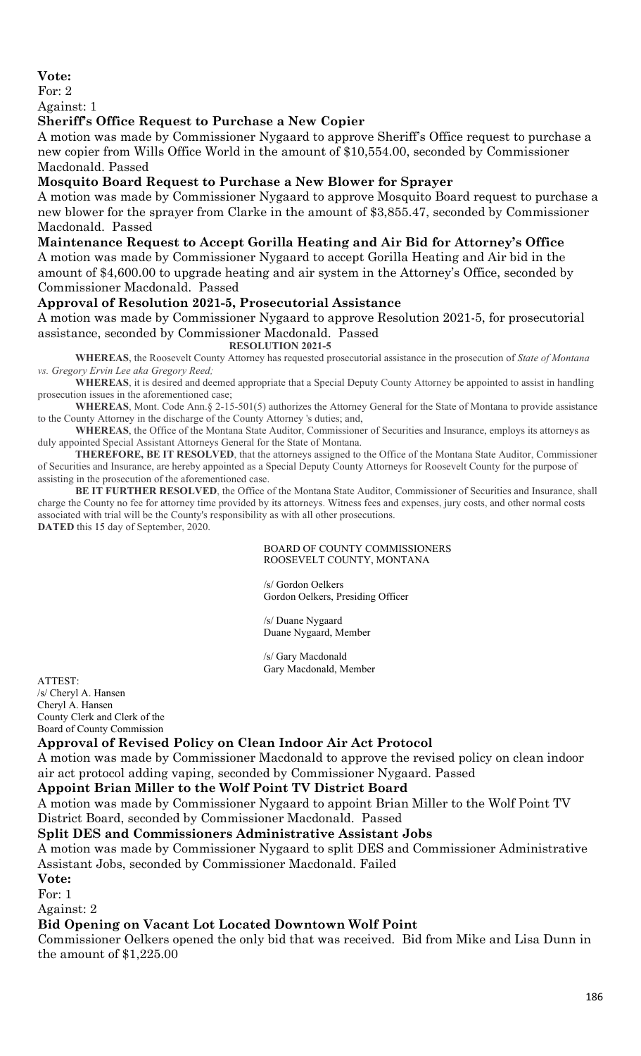**Vote:**
For: 2
Against: 1

### Sheriff's Office Request to Purchase a New Copier

A motion was made by Commissioner Nygaard to approve Sheriff's Office request to purchase a new copier from Wills Office World in the amount of $10,554.00, seconded by Commissioner Macdonald. Passed

### Mosquito Board Request to Purchase a New Blower for Sprayer

A motion was made by Commissioner Nygaard to approve Mosquito Board request to purchase a new blower for the sprayer from Clarke in the amount of $3,855.47, seconded by Commissioner Macdonald. Passed

### Maintenance Request to Accept Gorilla Heating and Air Bid for Attorney's Office

A motion was made by Commissioner Nygaard to accept Gorilla Heating and Air bid in the amount of $4,600.00 to upgrade heating and air system in the Attorney's Office, seconded by Commissioner Macdonald. Passed

### Approval of Resolution 2021-5, Prosecutorial Assistance

A motion was made by Commissioner Nygaard to approve Resolution 2021-5, for prosecutorial assistance, seconded by Commissioner Macdonald. Passed

**RESOLUTION 2021-5**

**WHEREAS**, the Roosevelt County Attorney has requested prosecutorial assistance in the prosecution of *State of Montana vs. Gregory Ervin Lee aka Gregory Reed;*

**WHEREAS**, it is desired and deemed appropriate that a Special Deputy County Attorney be appointed to assist in handling prosecution issues in the aforementioned case;

**WHEREAS**, Mont. Code Ann.§ 2-15-501(5) authorizes the Attorney General for the State of Montana to provide assistance to the County Attorney in the discharge of the County Attorney 's duties; and,

**WHEREAS**, the Office of the Montana State Auditor, Commissioner of Securities and Insurance, employs its attorneys as duly appointed Special Assistant Attorneys General for the State of Montana.

**THEREFORE, BE IT RESOLVED**, that the attorneys assigned to the Office of the Montana State Auditor, Commissioner of Securities and Insurance, are hereby appointed as a Special Deputy County Attorneys for Roosevelt County for the purpose of assisting in the prosecution of the aforementioned case.

**BE IT FURTHER RESOLVED**, the Office of the Montana State Auditor, Commissioner of Securities and Insurance, shall charge the County no fee for attorney time provided by its attorneys. Witness fees and expenses, jury costs, and other normal costs associated with trial will be the County's responsibility as with all other prosecutions.

**DATED** this 15 day of September, 2020.

BOARD OF COUNTY COMMISSIONERS
ROOSEVELT COUNTY, MONTANA

/s/ Gordon Oelkers
Gordon Oelkers, Presiding Officer

/s/ Duane Nygaard
Duane Nygaard, Member

/s/ Gary Macdonald
Gary Macdonald, Member

ATTEST:
/s/ Cheryl A. Hansen
Cheryl A. Hansen
County Clerk and Clerk of the
Board of County Commission

### Approval of Revised Policy on Clean Indoor Air Act Protocol

A motion was made by Commissioner Macdonald to approve the revised policy on clean indoor air act protocol adding vaping, seconded by Commissioner Nygaard. Passed

### Appoint Brian Miller to the Wolf Point TV District Board

A motion was made by Commissioner Nygaard to appoint Brian Miller to the Wolf Point TV District Board, seconded by Commissioner Macdonald. Passed

### Split DES and Commissioners Administrative Assistant Jobs

A motion was made by Commissioner Nygaard to split DES and Commissioner Administrative Assistant Jobs, seconded by Commissioner Macdonald. Failed

**Vote:**
For: 1
Against: 2

### Bid Opening on Vacant Lot Located Downtown Wolf Point

Commissioner Oelkers opened the only bid that was received. Bid from Mike and Lisa Dunn in the amount of $1,225.00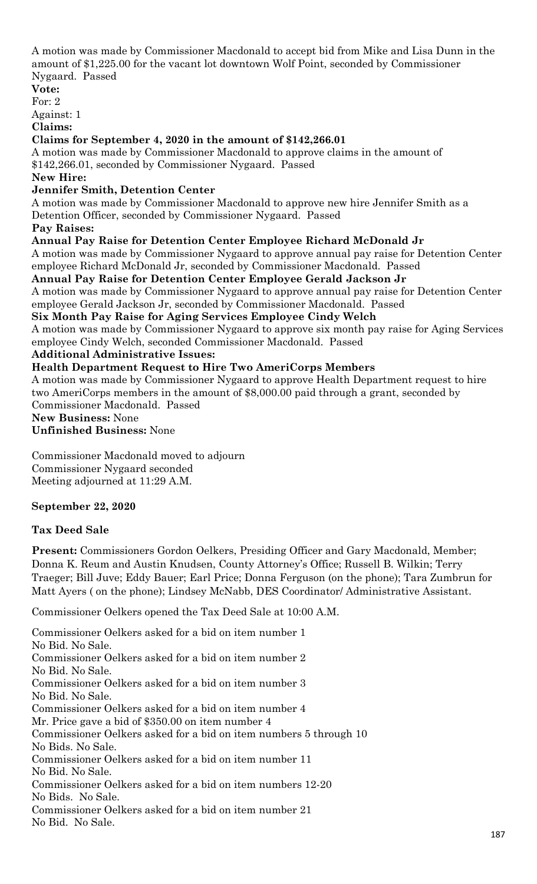A motion was made by Commissioner Macdonald to accept bid from Mike and Lisa Dunn in the amount of $1,225.00 for the vacant lot downtown Wolf Point, seconded by Commissioner Nygaard. Passed

**Vote:**

For: 2

Against: 1

**Claims:**

**Claims for September 4, 2020 in the amount of $142,266.01**

A motion was made by Commissioner Macdonald to approve claims in the amount of $142,266.01, seconded by Commissioner Nygaard. Passed

**New Hire:**

**Jennifer Smith, Detention Center**

A motion was made by Commissioner Macdonald to approve new hire Jennifer Smith as a Detention Officer, seconded by Commissioner Nygaard. Passed

**Pay Raises:**

**Annual Pay Raise for Detention Center Employee Richard McDonald Jr**

A motion was made by Commissioner Nygaard to approve annual pay raise for Detention Center employee Richard McDonald Jr, seconded by Commissioner Macdonald. Passed

**Annual Pay Raise for Detention Center Employee Gerald Jackson Jr**

A motion was made by Commissioner Nygaard to approve annual pay raise for Detention Center employee Gerald Jackson Jr, seconded by Commissioner Macdonald. Passed

**Six Month Pay Raise for Aging Services Employee Cindy Welch**

A motion was made by Commissioner Nygaard to approve six month pay raise for Aging Services employee Cindy Welch, seconded Commissioner Macdonald. Passed

**Additional Administrative Issues:**

**Health Department Request to Hire Two AmeriCorps Members**

A motion was made by Commissioner Nygaard to approve Health Department request to hire two AmeriCorps members in the amount of $8,000.00 paid through a grant, seconded by Commissioner Macdonald. Passed

**New Business:** None

**Unfinished Business:** None

Commissioner Macdonald moved to adjourn

Commissioner Nygaard seconded

Meeting adjourned at 11:29 A.M.

**September 22, 2020**

**Tax Deed Sale**

**Present:** Commissioners Gordon Oelkers, Presiding Officer and Gary Macdonald, Member; Donna K. Reum and Austin Knudsen, County Attorney's Office; Russell B. Wilkin; Terry Traeger; Bill Juve; Eddy Bauer; Earl Price; Donna Ferguson (on the phone); Tara Zumbrun for Matt Ayers ( on the phone); Lindsey McNabb, DES Coordinator/ Administrative Assistant.

Commissioner Oelkers opened the Tax Deed Sale at 10:00 A.M.

Commissioner Oelkers asked for a bid on item number 1

No Bid. No Sale.

Commissioner Oelkers asked for a bid on item number 2

No Bid. No Sale.

Commissioner Oelkers asked for a bid on item number 3

No Bid. No Sale.

Commissioner Oelkers asked for a bid on item number 4

Mr. Price gave a bid of $350.00 on item number 4

Commissioner Oelkers asked for a bid on item numbers 5 through 10

No Bids. No Sale.

Commissioner Oelkers asked for a bid on item number 11

No Bid. No Sale.

Commissioner Oelkers asked for a bid on item numbers 12-20

No Bids. No Sale.

Commissioner Oelkers asked for a bid on item number 21

No Bid. No Sale.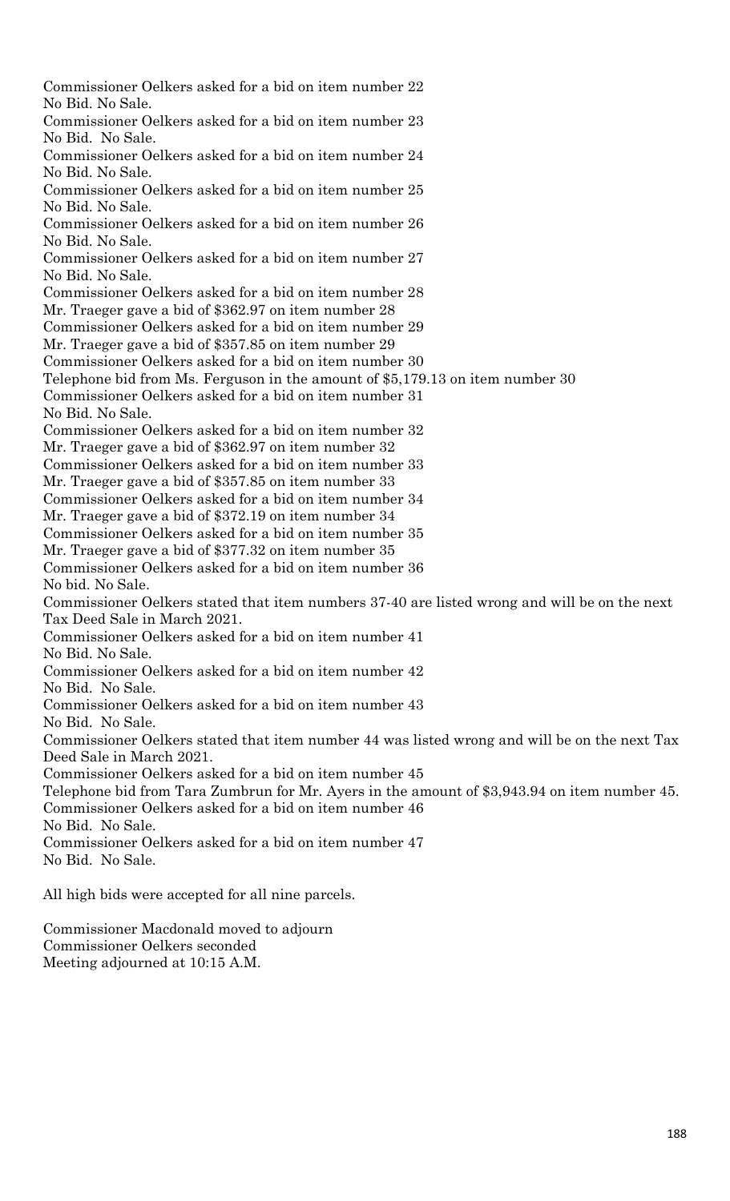Commissioner Oelkers asked for a bid on item number 22
No Bid. No Sale.
Commissioner Oelkers asked for a bid on item number 23
No Bid. No Sale.
Commissioner Oelkers asked for a bid on item number 24
No Bid. No Sale.
Commissioner Oelkers asked for a bid on item number 25
No Bid. No Sale.
Commissioner Oelkers asked for a bid on item number 26
No Bid. No Sale.
Commissioner Oelkers asked for a bid on item number 27
No Bid. No Sale.
Commissioner Oelkers asked for a bid on item number 28
Mr. Traeger gave a bid of $362.97 on item number 28
Commissioner Oelkers asked for a bid on item number 29
Mr. Traeger gave a bid of $357.85 on item number 29
Commissioner Oelkers asked for a bid on item number 30
Telephone bid from Ms. Ferguson in the amount of $5,179.13 on item number 30
Commissioner Oelkers asked for a bid on item number 31
No Bid. No Sale.
Commissioner Oelkers asked for a bid on item number 32
Mr. Traeger gave a bid of $362.97 on item number 32
Commissioner Oelkers asked for a bid on item number 33
Mr. Traeger gave a bid of $357.85 on item number 33
Commissioner Oelkers asked for a bid on item number 34
Mr. Traeger gave a bid of $372.19 on item number 34
Commissioner Oelkers asked for a bid on item number 35
Mr. Traeger gave a bid of $377.32 on item number 35
Commissioner Oelkers asked for a bid on item number 36
No bid. No Sale.
Commissioner Oelkers stated that item numbers 37-40 are listed wrong and will be on the next Tax Deed Sale in March 2021.
Commissioner Oelkers asked for a bid on item number 41
No Bid. No Sale.
Commissioner Oelkers asked for a bid on item number 42
No Bid. No Sale.
Commissioner Oelkers asked for a bid on item number 43
No Bid. No Sale.
Commissioner Oelkers stated that item number 44 was listed wrong and will be on the next Tax Deed Sale in March 2021.
Commissioner Oelkers asked for a bid on item number 45
Telephone bid from Tara Zumbrun for Mr. Ayers in the amount of $3,943.94 on item number 45.
Commissioner Oelkers asked for a bid on item number 46
No Bid. No Sale.
Commissioner Oelkers asked for a bid on item number 47
No Bid. No Sale.

All high bids were accepted for all nine parcels.

Commissioner Macdonald moved to adjourn
Commissioner Oelkers seconded
Meeting adjourned at 10:15 A.M.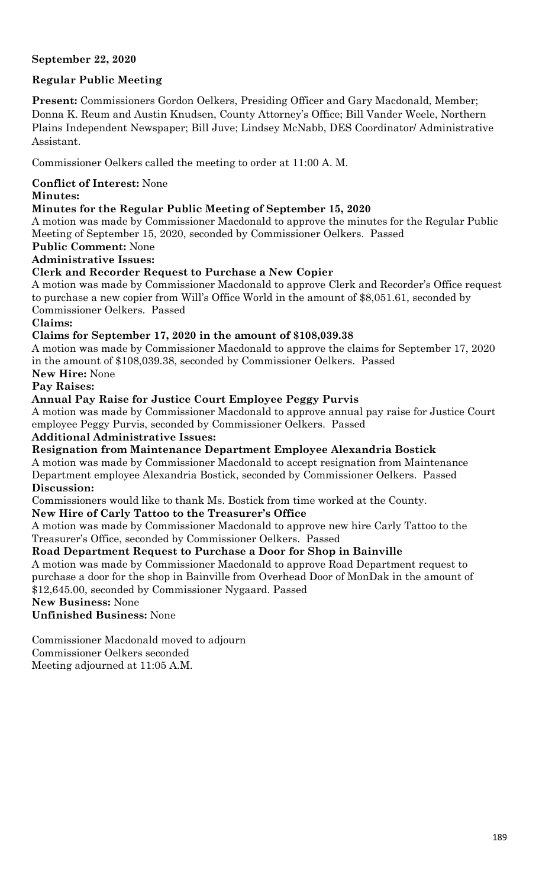**September 22, 2020**

**Regular Public Meeting**

**Present:** Commissioners Gordon Oelkers, Presiding Officer and Gary Macdonald, Member; Donna K. Reum and Austin Knudsen, County Attorney's Office; Bill Vander Weele, Northern Plains Independent Newspaper; Bill Juve; Lindsey McNabb, DES Coordinator/ Administrative Assistant.

Commissioner Oelkers called the meeting to order at 11:00 A. M.

**Conflict of Interest:** None

**Minutes:**

**Minutes for the Regular Public Meeting of September 15, 2020**

A motion was made by Commissioner Macdonald to approve the minutes for the Regular Public Meeting of September 15, 2020, seconded by Commissioner Oelkers. Passed

**Public Comment:** None

**Administrative Issues:**

**Clerk and Recorder Request to Purchase a New Copier**

A motion was made by Commissioner Macdonald to approve Clerk and Recorder's Office request to purchase a new copier from Will's Office World in the amount of $8,051.61, seconded by Commissioner Oelkers. Passed

**Claims:**

**Claims for September 17, 2020 in the amount of $108,039.38**

A motion was made by Commissioner Macdonald to approve the claims for September 17, 2020 in the amount of $108,039.38, seconded by Commissioner Oelkers. Passed

**New Hire:** None

**Pay Raises:**

**Annual Pay Raise for Justice Court Employee Peggy Purvis**

A motion was made by Commissioner Macdonald to approve annual pay raise for Justice Court employee Peggy Purvis, seconded by Commissioner Oelkers. Passed

**Additional Administrative Issues:**

**Resignation from Maintenance Department Employee Alexandria Bostick**

A motion was made by Commissioner Macdonald to accept resignation from Maintenance Department employee Alexandria Bostick, seconded by Commissioner Oelkers. Passed

**Discussion:**

Commissioners would like to thank Ms. Bostick from time worked at the County.

**New Hire of Carly Tattoo to the Treasurer's Office**

A motion was made by Commissioner Macdonald to approve new hire Carly Tattoo to the Treasurer's Office, seconded by Commissioner Oelkers. Passed

**Road Department Request to Purchase a Door for Shop in Bainville**

A motion was made by Commissioner Macdonald to approve Road Department request to purchase a door for the shop in Bainville from Overhead Door of MonDak in the amount of $12,645.00, seconded by Commissioner Nygaard. Passed

**New Business:** None

**Unfinished Business:** None

Commissioner Macdonald moved to adjourn
Commissioner Oelkers seconded
Meeting adjourned at 11:05 A.M.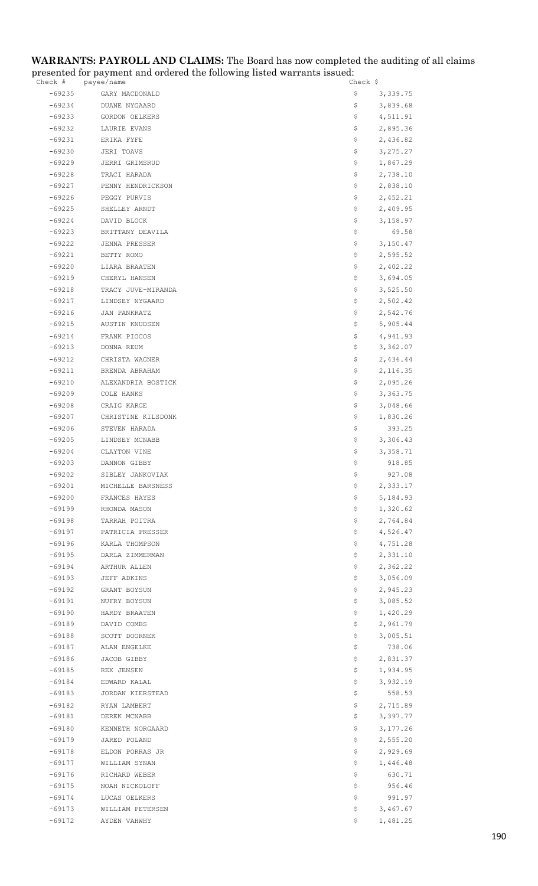**WARRANTS: PAYROLL AND CLAIMS:** The Board has now completed the auditing of all claims presented for payment and ordered the following listed warrants issued:

| Check # | payee/name | Check $ | |
|---|---|---|---|
| -69235 | GARY MACDONALD | $ | 3,339.75 |
| -69234 | DUANE NYGAARD | $ | 3,839.68 |
| -69233 | GORDON OELKERS | $ | 4,511.91 |
| -69232 | LAURIE EVANS | $ | 2,895.36 |
| -69231 | ERIKA FYFE | $ | 2,436.82 |
| -69230 | JERI TOAVS | $ | 3,275.27 |
| -69229 | JERRI GRIMSRUD | $ | 1,867.29 |
| -69228 | TRACI HARADA | $ | 2,738.10 |
| -69227 | PENNY HENDRICKSON | $ | 2,838.10 |
| -69226 | PEGGY PURVIS | $ | 2,452.21 |
| -69225 | SHELLEY ARNDT | $ | 2,409.95 |
| -69224 | DAVID BLOCK | $ | 3,158.97 |
| -69223 | BRITTANY DEAVILA | $ | 69.58 |
| -69222 | JENNA PRESSER | $ | 3,150.47 |
| -69221 | BETTY ROMO | $ | 2,595.52 |
| -69220 | LIARA BRAATEN | $ | 2,402.22 |
| -69219 | CHERYL HANSEN | $ | 3,694.05 |
| -69218 | TRACY JUVE-MIRANDA | $ | 3,525.50 |
| -69217 | LINDSEY NYGAARD | $ | 2,502.42 |
| -69216 | JAN PANKRATZ | $ | 2,542.76 |
| -69215 | AUSTIN KNUDSEN | $ | 5,905.44 |
| -69214 | FRANK PIOCOS | $ | 4,941.93 |
| -69213 | DONNA REUM | $ | 3,362.07 |
| -69212 | CHRISTA WAGNER | $ | 2,436.44 |
| -69211 | BRENDA ABRAHAM | $ | 2,116.35 |
| -69210 | ALEXANDRIA BOSTICK | $ | 2,095.26 |
| -69209 | COLE HANKS | $ | 3,363.75 |
| -69208 | CRAIG KARGE | $ | 3,048.66 |
| -69207 | CHRISTINE KILSDONK | $ | 1,830.26 |
| -69206 | STEVEN HARADA | $ | 393.25 |
| -69205 | LINDSEY MCNABB | $ | 3,306.43 |
| -69204 | CLAYTON VINE | $ | 3,358.71 |
| -69203 | DANNON GIBBY | $ | 918.85 |
| -69202 | SIBLEY JANKOVIAK | $ | 927.08 |
| -69201 | MICHELLE BARSNESS | $ | 2,333.17 |
| -69200 | FRANCES HAYES | $ | 5,184.93 |
| -69199 | RHONDA MASON | $ | 1,320.62 |
| -69198 | TARRAH POITRA | $ | 2,764.84 |
| -69197 | PATRICIA PRESSER | $ | 4,526.47 |
| -69196 | KARLA THOMPSON | $ | 4,751.28 |
| -69195 | DARLA ZIMMERMAN | $ | 2,331.10 |
| -69194 | ARTHUR ALLEN | $ | 2,362.22 |
| -69193 | JEFF ADKINS | $ | 3,056.09 |
| -69192 | GRANT BOYSUN | $ | 2,945.23 |
| -69191 | NUFRY BOYSUN | $ | 3,085.52 |
| -69190 | HARDY BRAATEN | $ | 1,420.29 |
| -69189 | DAVID COMBS | $ | 2,961.79 |
| -69188 | SCOTT DOORNEK | $ | 3,005.51 |
| -69187 | ALAN ENGELKE | $ | 738.06 |
| -69186 | JACOB GIBBY | $ | 2,831.37 |
| -69185 | REX JENSEN | $ | 1,934.95 |
| -69184 | EDWARD KALAL | $ | 3,932.19 |
| -69183 | JORDAN KIERSTEAD | $ | 558.53 |
| -69182 | RYAN LAMBERT | $ | 2,715.89 |
| -69181 | DEREK MCNABB | $ | 3,397.77 |
| -69180 | KENNETH NORGAARD | $ | 3,177.26 |
| -69179 | JARED POLAND | $ | 2,555.20 |
| -69178 | ELDON PORRAS JR | $ | 2,929.69 |
| -69177 | WILLIAM SYNAN | $ | 1,446.48 |
| -69176 | RICHARD WEBER | $ | 630.71 |
| -69175 | NOAH NICKOLOFF | $ | 956.46 |
| -69174 | LUCAS OELKERS | $ | 991.97 |
| -69173 | WILLIAM PETERSEN | $ | 3,467.67 |
| -69172 | AYDEN VAHWHY | $ | 1,481.25 |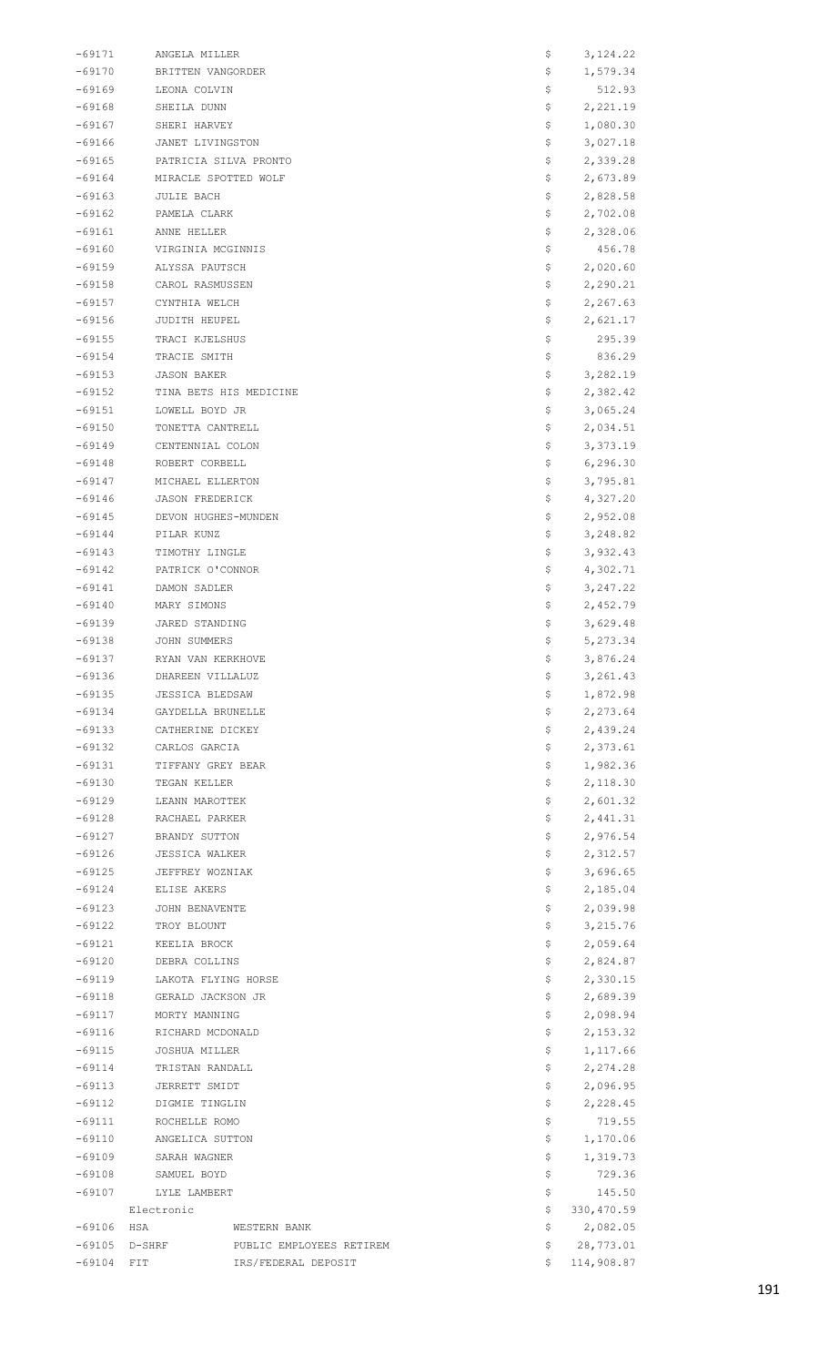| | | | |
|---|---|---|---|
| -69171 | ANGELA MILLER | $ | 3,124.22 |
| -69170 | BRITTEN VANGORDER | $ | 1,579.34 |
| -69169 | LEONA COLVIN | $ | 512.93 |
| -69168 | SHEILA DUNN | $ | 2,221.19 |
| -69167 | SHERI HARVEY | $ | 1,080.30 |
| -69166 | JANET LIVINGSTON | $ | 3,027.18 |
| -69165 | PATRICIA SILVA PRONTO | $ | 2,339.28 |
| -69164 | MIRACLE SPOTTED WOLF | $ | 2,673.89 |
| -69163 | JULIE BACH | $ | 2,828.58 |
| -69162 | PAMELA CLARK | $ | 2,702.08 |
| -69161 | ANNE HELLER | $ | 2,328.06 |
| -69160 | VIRGINIA MCGINNIS | $ | 456.78 |
| -69159 | ALYSSA PAUTSCH | $ | 2,020.60 |
| -69158 | CAROL RASMUSSEN | $ | 2,290.21 |
| -69157 | CYNTHIA WELCH | $ | 2,267.63 |
| -69156 | JUDITH HEUPEL | $ | 2,621.17 |
| -69155 | TRACI KJELSHUS | $ | 295.39 |
| -69154 | TRACIE SMITH | $ | 836.29 |
| -69153 | JASON BAKER | $ | 3,282.19 |
| -69152 | TINA BETS HIS MEDICINE | $ | 2,382.42 |
| -69151 | LOWELL BOYD JR | $ | 3,065.24 |
| -69150 | TONETTA CANTRELL | $ | 2,034.51 |
| -69149 | CENTENNIAL COLON | $ | 3,373.19 |
| -69148 | ROBERT CORBELL | $ | 6,296.30 |
| -69147 | MICHAEL ELLERTON | $ | 3,795.81 |
| -69146 | JASON FREDERICK | $ | 4,327.20 |
| -69145 | DEVON HUGHES-MUNDEN | $ | 2,952.08 |
| -69144 | PILAR KUNZ | $ | 3,248.82 |
| -69143 | TIMOTHY LINGLE | $ | 3,932.43 |
| -69142 | PATRICK O'CONNOR | $ | 4,302.71 |
| -69141 | DAMON SADLER | $ | 3,247.22 |
| -69140 | MARY SIMONS | $ | 2,452.79 |
| -69139 | JARED STANDING | $ | 3,629.48 |
| -69138 | JOHN SUMMERS | $ | 5,273.34 |
| -69137 | RYAN VAN KERKHOVE | $ | 3,876.24 |
| -69136 | DHAREEN VILLALUZ | $ | 3,261.43 |
| -69135 | JESSICA BLEDSAW | $ | 1,872.98 |
| -69134 | GAYDELLA BRUNELLE | $ | 2,273.64 |
| -69133 | CATHERINE DICKEY | $ | 2,439.24 |
| -69132 | CARLOS GARCIA | $ | 2,373.61 |
| -69131 | TIFFANY GREY BEAR | $ | 1,982.36 |
| -69130 | TEGAN KELLER | $ | 2,118.30 |
| -69129 | LEANN MAROTTEK | $ | 2,601.32 |
| -69128 | RACHAEL PARKER | $ | 2,441.31 |
| -69127 | BRANDY SUTTON | $ | 2,976.54 |
| -69126 | JESSICA WALKER | $ | 2,312.57 |
| -69125 | JEFFREY WOZNIAK | $ | 3,696.65 |
| -69124 | ELISE AKERS | $ | 2,185.04 |
| -69123 | JOHN BENAVENTE | $ | 2,039.98 |
| -69122 | TROY BLOUNT | $ | 3,215.76 |
| -69121 | KEELIA BROCK | $ | 2,059.64 |
| -69120 | DEBRA COLLINS | $ | 2,824.87 |
| -69119 | LAKOTA FLYING HORSE | $ | 2,330.15 |
| -69118 | GERALD JACKSON JR | $ | 2,689.39 |
| -69117 | MORTY MANNING | $ | 2,098.94 |
| -69116 | RICHARD MCDONALD | $ | 2,153.32 |
| -69115 | JOSHUA MILLER | $ | 1,117.66 |
| -69114 | TRISTAN RANDALL | $ | 2,274.28 |
| -69113 | JERRETT SMIDT | $ | 2,096.95 |
| -69112 | DIGMIE TINGLIN | $ | 2,228.45 |
| -69111 | ROCHELLE ROMO | $ | 719.55 |
| -69110 | ANGELICA SUTTON | $ | 1,170.06 |
| -69109 | SARAH WAGNER | $ | 1,319.73 |
| -69108 | SAMUEL BOYD | $ | 729.36 |
| -69107 | LYLE LAMBERT | $ | 145.50 |
| | Electronic | $ | 330,470.59 |
| -69106 | HSA WESTERN BANK | $ | 2,082.05 |
| -69105 | D-SHRF PUBLIC EMPLOYEES RETIREM | $ | 28,773.01 |
| -69104 | FIT IRS/FEDERAL DEPOSIT | $ | 114,908.87 |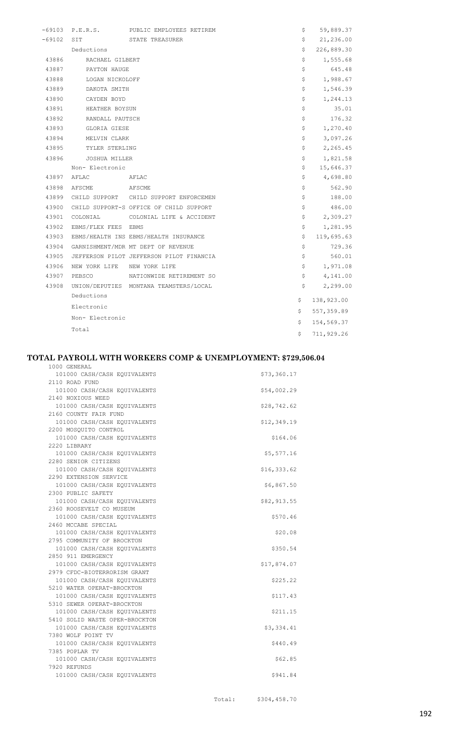| | | | | |
|---|---|---|---|---|
| -69103 | P.E.R.S. | PUBLIC EMPLOYEES RETIREM | $ | 59,889.37 |
| -69102 | SIT | STATE TREASURER | $ | 21,236.00 |
| | Deductions | | $ | 226,889.30 |
| 43886 | RACHAEL GILBERT | | $ | 1,555.68 |
| 43887 | PAYTON HAUGE | | $ | 645.48 |
| 43888 | LOGAN NICKOLOFF | | $ | 1,988.67 |
| 43889 | DAKOTA SMITH | | $ | 1,546.39 |
| 43890 | CAYDEN BOYD | | $ | 1,244.13 |
| 43891 | HEATHER BOYSUN | | $ | 35.01 |
| 43892 | RANDALL PAUTSCH | | $ | 176.32 |
| 43893 | GLORIA GIESE | | $ | 1,270.40 |
| 43894 | MELVIN CLARK | | $ | 3,097.26 |
| 43895 | TYLER STERLING | | $ | 2,265.45 |
| 43896 | JOSHUA MILLER | | $ | 1,821.58 |
| | Non- Electronic | | $ | 15,646.37 |
| 43897 | AFLAC | AFLAC | $ | 4,698.80 |
| 43898 | AFSCME | AFSCME | $ | 562.90 |
| 43899 | CHILD SUPPORT | CHILD SUPPORT ENFORCEMEN | $ | 188.00 |
| 43900 | CHILD SUPPORT-S | OFFICE OF CHILD SUPPORT | $ | 486.00 |
| 43901 | COLONIAL | COLONIAL LIFE & ACCIDENT | $ | 2,309.27 |
| 43902 | EBMS/FLEX FEES | EBMS | $ | 1,281.95 |
| 43903 | EBMS/HEALTH INS | EBMS/HEALTH INSURANCE | $ | 119,695.63 |
| 43904 | GARNISHMENT/MDR | MT DEPT OF REVENUE | $ | 729.36 |
| 43905 | JEFFERSON PILOT | JEFFERSON PILOT FINANCIA | $ | 560.01 |
| 43906 | NEW YORK LIFE | NEW YORK LIFE | $ | 1,971.08 |
| 43907 | PEBSCO | NATIONWIDE RETIREMENT SO | $ | 4,141.00 |
| 43908 | UNION/DEPUTIES | MONTANA TEAMSTERS/LOCAL | $ | 2,299.00 |
| | Deductions | | $ | 138,923.00 |
| | Electronic | | $ | 557,359.89 |
| | Non- Electronic | | $ | 154,569.37 |
| | Total | | $ | 711,929.26 |

## TOTAL PAYROLL WITH WORKERS COMP & UNEMPLOYMENT: $729,506.04

| Fund / Account | Amount |
|---|---|
| 1000 GENERAL | |
| 101000 CASH/CASH EQUIVALENTS | $73,360.17 |
| 2110 ROAD FUND | |
| 101000 CASH/CASH EQUIVALENTS | $54,002.29 |
| 2140 NOXIOUS WEED | |
| 101000 CASH/CASH EQUIVALENTS | $28,742.62 |
| 2160 COUNTY FAIR FUND | |
| 101000 CASH/CASH EQUIVALENTS | $12,349.19 |
| 2200 MOSQUITO CONTROL | |
| 101000 CASH/CASH EQUIVALENTS | $164.06 |
| 2220 LIBRARY | |
| 101000 CASH/CASH EQUIVALENTS | $5,577.16 |
| 2280 SENIOR CITIZENS | |
| 101000 CASH/CASH EQUIVALENTS | $16,333.62 |
| 2290 EXTENSION SERVICE | |
| 101000 CASH/CASH EQUIVALENTS | $6,867.50 |
| 2300 PUBLIC SAFETY | |
| 101000 CASH/CASH EQUIVALENTS | $82,913.55 |
| 2360 ROOSEVELT CO MUSEUM | |
| 101000 CASH/CASH EQUIVALENTS | $570.46 |
| 2460 MCCABE SPECIAL | |
| 101000 CASH/CASH EQUIVALENTS | $20.08 |
| 2795 COMMUNITY OF BROCKTON | |
| 101000 CASH/CASH EQUIVALENTS | $350.54 |
| 2850 911 EMERGENCY | |
| 101000 CASH/CASH EQUIVALENTS | $17,874.07 |
| 2979 CFDC-BIOTERRORISM GRANT | |
| 101000 CASH/CASH EQUIVALENTS | $225.22 |
| 5210 WATER OPERAT-BROCKTON | |
| 101000 CASH/CASH EQUIVALENTS | $117.43 |
| 5310 SEWER OPERAT-BROCKTON | |
| 101000 CASH/CASH EQUIVALENTS | $211.15 |
| 5410 SOLID WASTE OPER-BROCKTON | |
| 101000 CASH/CASH EQUIVALENTS | $3,334.41 |
| 7380 WOLF POINT TV | |
| 101000 CASH/CASH EQUIVALENTS | $440.49 |
| 7385 POPLAR TV | |
| 101000 CASH/CASH EQUIVALENTS | $62.85 |
| 7920 REFUNDS | |
| 101000 CASH/CASH EQUIVALENTS | $941.84 |
| Total: | $304,458.70 |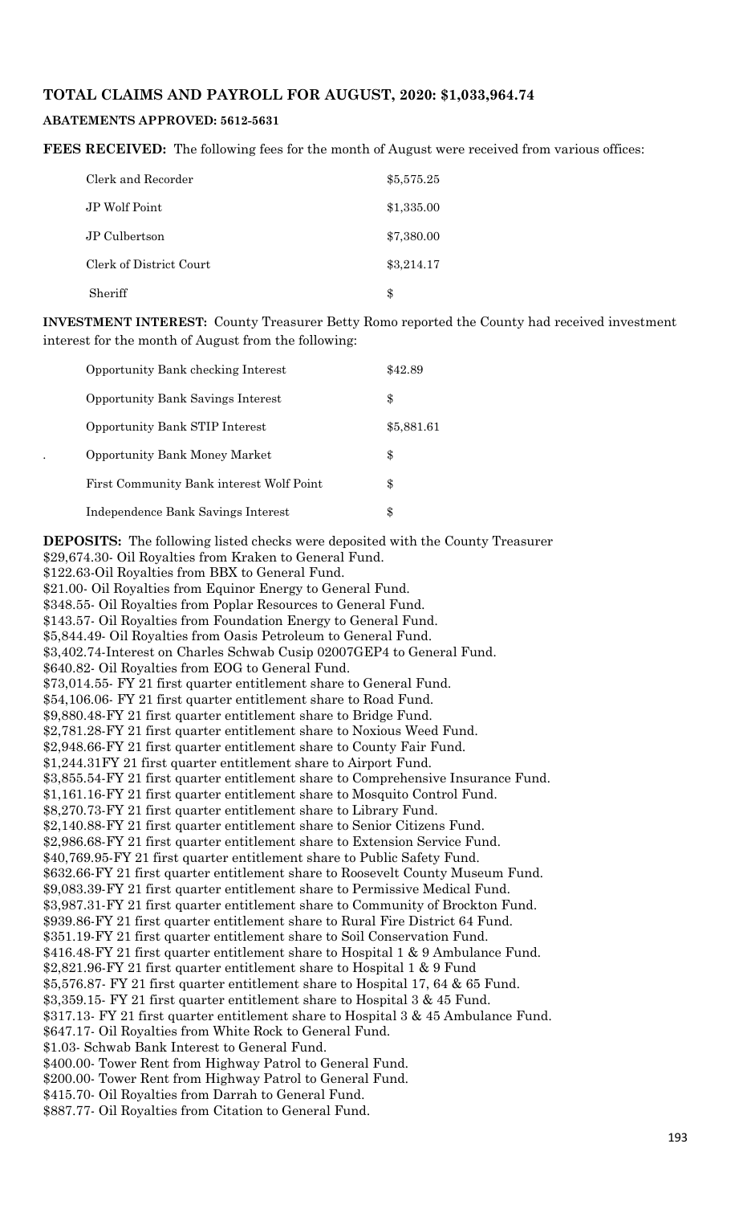**TOTAL CLAIMS AND PAYROLL FOR AUGUST, 2020: $1,033,964.74**

**ABATEMENTS APPROVED: 5612-5631**

**FEES RECEIVED:** The following fees for the month of August were received from various offices:

| | |
|---|---|
| Clerk and Recorder | $5,575.25 |
| JP Wolf Point | $1,335.00 |
| JP Culbertson | $7,380.00 |
| Clerk of District Court | $3,214.17 |
| Sheriff | $ |

**INVESTMENT INTEREST:** County Treasurer Betty Romo reported the County had received investment interest for the month of August from the following:

| | |
|---|---|
| Opportunity Bank checking Interest | $42.89 |
| Opportunity Bank Savings Interest | $ |
| Opportunity Bank STIP Interest | $5,881.61 |
| Opportunity Bank Money Market | $ |
| First Community Bank interest Wolf Point | $ |
| Independence Bank Savings Interest | $ |

**DEPOSITS:** The following listed checks were deposited with the County Treasurer
$29,674.30- Oil Royalties from Kraken to General Fund.
$122.63-Oil Royalties from BBX to General Fund.
$21.00- Oil Royalties from Equinor Energy to General Fund.
$348.55- Oil Royalties from Poplar Resources to General Fund.
$143.57- Oil Royalties from Foundation Energy to General Fund.
$5,844.49- Oil Royalties from Oasis Petroleum to General Fund.
$3,402.74-Interest on Charles Schwab Cusip 02007GEP4 to General Fund.
$640.82- Oil Royalties from EOG to General Fund.
$73,014.55- FY 21 first quarter entitlement share to General Fund.
$54,106.06- FY 21 first quarter entitlement share to Road Fund.
$9,880.48-FY 21 first quarter entitlement share to Bridge Fund.
$2,781.28-FY 21 first quarter entitlement share to Noxious Weed Fund.
$2,948.66-FY 21 first quarter entitlement share to County Fair Fund.
$1,244.31FY 21 first quarter entitlement share to Airport Fund.
$3,855.54-FY 21 first quarter entitlement share to Comprehensive Insurance Fund.
$1,161.16-FY 21 first quarter entitlement share to Mosquito Control Fund.
$8,270.73-FY 21 first quarter entitlement share to Library Fund.
$2,140.88-FY 21 first quarter entitlement share to Senior Citizens Fund.
$2,986.68-FY 21 first quarter entitlement share to Extension Service Fund.
$40,769.95-FY 21 first quarter entitlement share to Public Safety Fund.
$632.66-FY 21 first quarter entitlement share to Roosevelt County Museum Fund.
$9,083.39-FY 21 first quarter entitlement share to Permissive Medical Fund.
$3,987.31-FY 21 first quarter entitlement share to Community of Brockton Fund.
$939.86-FY 21 first quarter entitlement share to Rural Fire District 64 Fund.
$351.19-FY 21 first quarter entitlement share to Soil Conservation Fund.
$416.48-FY 21 first quarter entitlement share to Hospital 1 & 9 Ambulance Fund.
$2,821.96-FY 21 first quarter entitlement share to Hospital 1 & 9 Fund
$5,576.87- FY 21 first quarter entitlement share to Hospital 17, 64 & 65 Fund.
$3,359.15- FY 21 first quarter entitlement share to Hospital 3 & 45 Fund.
$317.13- FY 21 first quarter entitlement share to Hospital 3 & 45 Ambulance Fund.
$647.17- Oil Royalties from White Rock to General Fund.
$1.03- Schwab Bank Interest to General Fund.
$400.00- Tower Rent from Highway Patrol to General Fund.
$200.00- Tower Rent from Highway Patrol to General Fund.
$415.70- Oil Royalties from Darrah to General Fund.
$887.77- Oil Royalties from Citation to General Fund.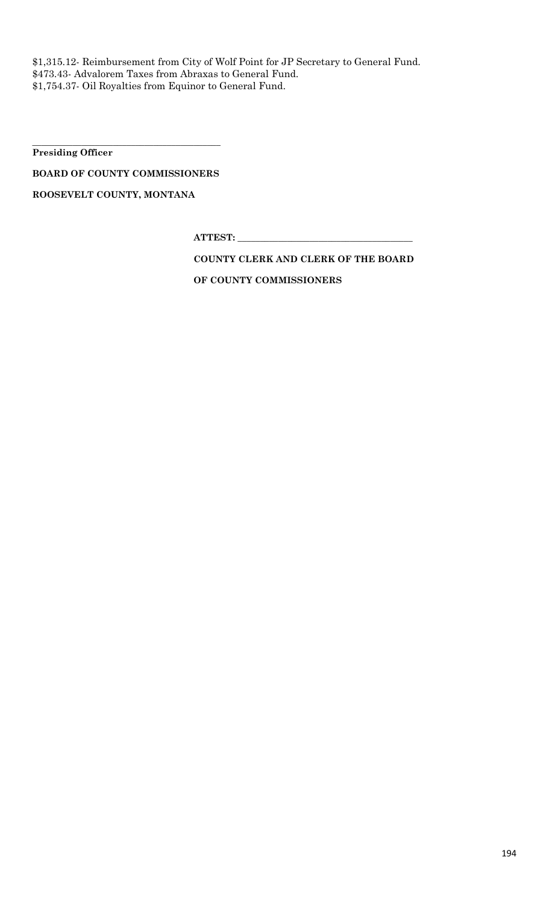$1,315.12- Reimbursement from City of Wolf Point for JP Secretary to General Fund.
$473.43- Advalorem Taxes from Abraxas to General Fund.
$1,754.37- Oil Royalties from Equinor to General Fund.

\_\_\_\_\_\_\_\_\_\_\_\_\_\_\_\_\_\_\_\_\_\_\_\_\_\_\_\_\_\_\_\_\_\_\_\_\_\_\_\_

**Presiding Officer**

**BOARD OF COUNTY COMMISSIONERS**

**ROOSEVELT COUNTY, MONTANA**

**ATTEST:** \_\_\_\_\_\_\_\_\_\_\_\_\_\_\_\_\_\_\_\_\_\_\_\_\_\_\_\_\_\_\_\_\_\_\_\_

**COUNTY CLERK AND CLERK OF THE BOARD**

**OF COUNTY COMMISSIONERS**